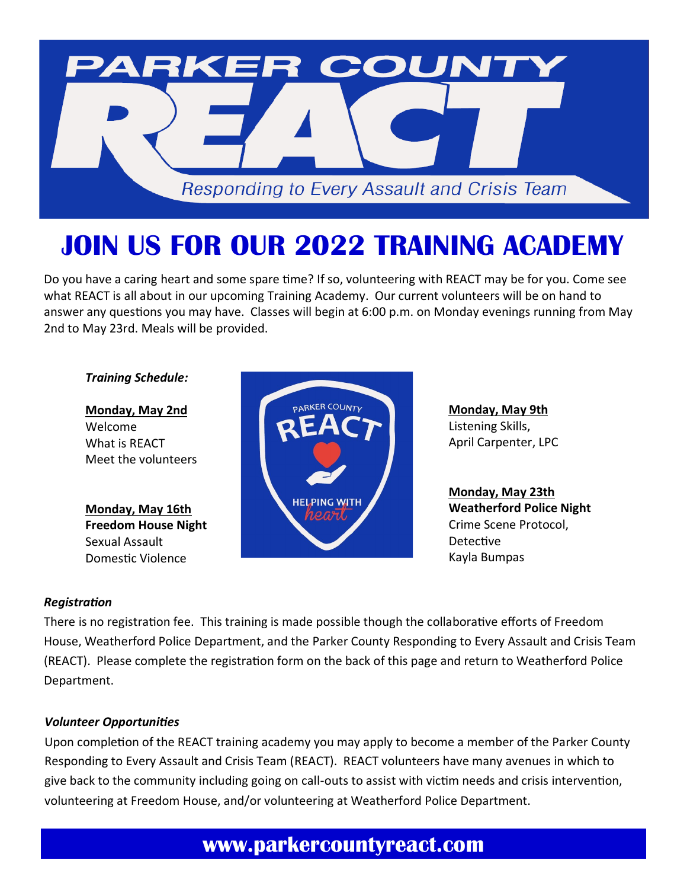# PARKER COUNTY REACT

*Responding to Every Assault and Crisis Team*

## JOIN US FOR OUR 2022 TRAINING ACADEMY

Do you have a caring heart and some spare time? If so, volunteering with REACT may be for you. Come see what REACT is all about in our upcoming Training Academy. Our current volunteers will be on hand to answer any questions you may have. Classes will begin at 6:00 p.m. on Monday evenings running from May 2nd to May 23rd. Meals will be provided.

***Training Schedule:***

**Monday, May 2nd**
Welcome
What is REACT
Meet the volunteers

**Monday, May 9th**
Listening Skills,
April Carpenter, LPC

**Monday, May 16th**
**Freedom House Night**
Sexual Assault
Domestic Violence

**Monday, May 23th**
**Weatherford Police Night**
Crime Scene Protocol,
Detective
Kayla Bumpas

***Registration***

There is no registration fee. This training is made possible though the collaborative efforts of Freedom House, Weatherford Police Department, and the Parker County Responding to Every Assault and Crisis Team (REACT). Please complete the registration form on the back of this page and return to Weatherford Police Department.

***Volunteer Opportunities***

Upon completion of the REACT training academy you may apply to become a member of the Parker County Responding to Every Assault and Crisis Team (REACT). REACT volunteers have many avenues in which to give back to the community including going on call-outs to assist with victim needs and crisis intervention, volunteering at Freedom House, and/or volunteering at Weatherford Police Department.

**www.parkercountyreact.com**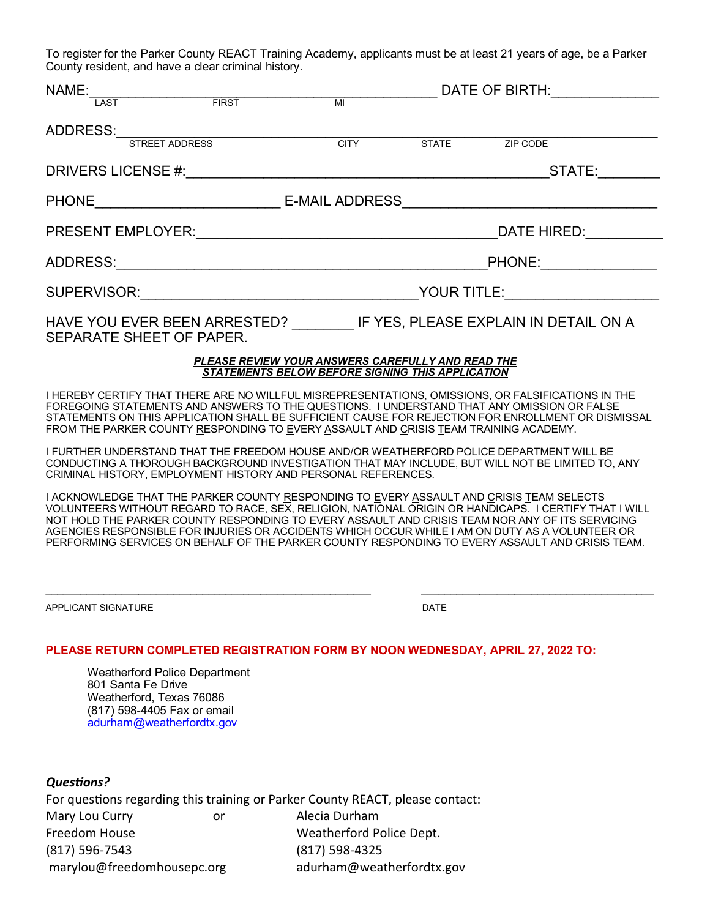To register for the Parker County REACT Training Academy, applicants must be at least 21 years of age, be a Parker County resident, and have a clear criminal history.

NAME:_______________________________________________ DATE OF BIRTH:_____________
LAST FIRST MI

ADDRESS:__________________________________________________________________
STREET ADDRESS CITY STATE ZIP CODE

DRIVERS LICENSE #:_______________________________________________STATE:________

PHONE_______________________ E-MAIL ADDRESS________________________________

PRESENT EMPLOYER:________________________________________DATE HIRED:__________

ADDRESS:_________________________________________________PHONE:_______________

SUPERVISOR:_____________________________________YOUR TITLE:____________________

HAVE YOU EVER BEEN ARRESTED? ________ IF YES, PLEASE EXPLAIN IN DETAIL ON A SEPARATE SHEET OF PAPER.

***PLEASE REVIEW YOUR ANSWERS CAREFULLY AND READ THE STATEMENTS BELOW BEFORE SIGNING THIS APPLICATION***

I HEREBY CERTIFY THAT THERE ARE NO WILLFUL MISREPRESENTATIONS, OMISSIONS, OR FALSIFICATIONS IN THE FOREGOING STATEMENTS AND ANSWERS TO THE QUESTIONS. I UNDERSTAND THAT ANY OMISSION OR FALSE STATEMENTS ON THIS APPLICATION SHALL BE SUFFICIENT CAUSE FOR REJECTION FOR ENROLLMENT OR DISMISSAL FROM THE PARKER COUNTY RESPONDING TO EVERY ASSAULT AND CRISIS TEAM TRAINING ACADEMY.

I FURTHER UNDERSTAND THAT THE FREEDOM HOUSE AND/OR WEATHERFORD POLICE DEPARTMENT WILL BE CONDUCTING A THOROUGH BACKGROUND INVESTIGATION THAT MAY INCLUDE, BUT WILL NOT BE LIMITED TO, ANY CRIMINAL HISTORY, EMPLOYMENT HISTORY AND PERSONAL REFERENCES.

I ACKNOWLEDGE THAT THE PARKER COUNTY RESPONDING TO EVERY ASSAULT AND CRISIS TEAM SELECTS VOLUNTEERS WITHOUT REGARD TO RACE, SEX, RELIGION, NATIONAL ORIGIN OR HANDICAPS. I CERTIFY THAT I WILL NOT HOLD THE PARKER COUNTY RESPONDING TO EVERY ASSAULT AND CRISIS TEAM NOR ANY OF ITS SERVICING AGENCIES RESPONSIBLE FOR INJURIES OR ACCIDENTS WHICH OCCUR WHILE I AM ON DUTY AS A VOLUNTEER OR PERFORMING SERVICES ON BEHALF OF THE PARKER COUNTY RESPONDING TO EVERY ASSAULT AND CRISIS TEAM.

_______________________________________ _______________________________

APPLICANT SIGNATURE DATE

**PLEASE RETURN COMPLETED REGISTRATION FORM BY NOON WEDNESDAY, APRIL 27, 2022 TO:**

Weatherford Police Department
801 Santa Fe Drive
Weatherford, Texas 76086
(817) 598-4405 Fax or email
adurham@weatherfordtx.gov

***Questions?***

For questions regarding this training or Parker County REACT, please contact:

Mary Lou Curry
Freedom House
(817) 596-7543
marylou@freedomhousepc.org

or

Alecia Durham
Weatherford Police Dept.
(817) 598-4325
adurham@weatherfordtx.gov